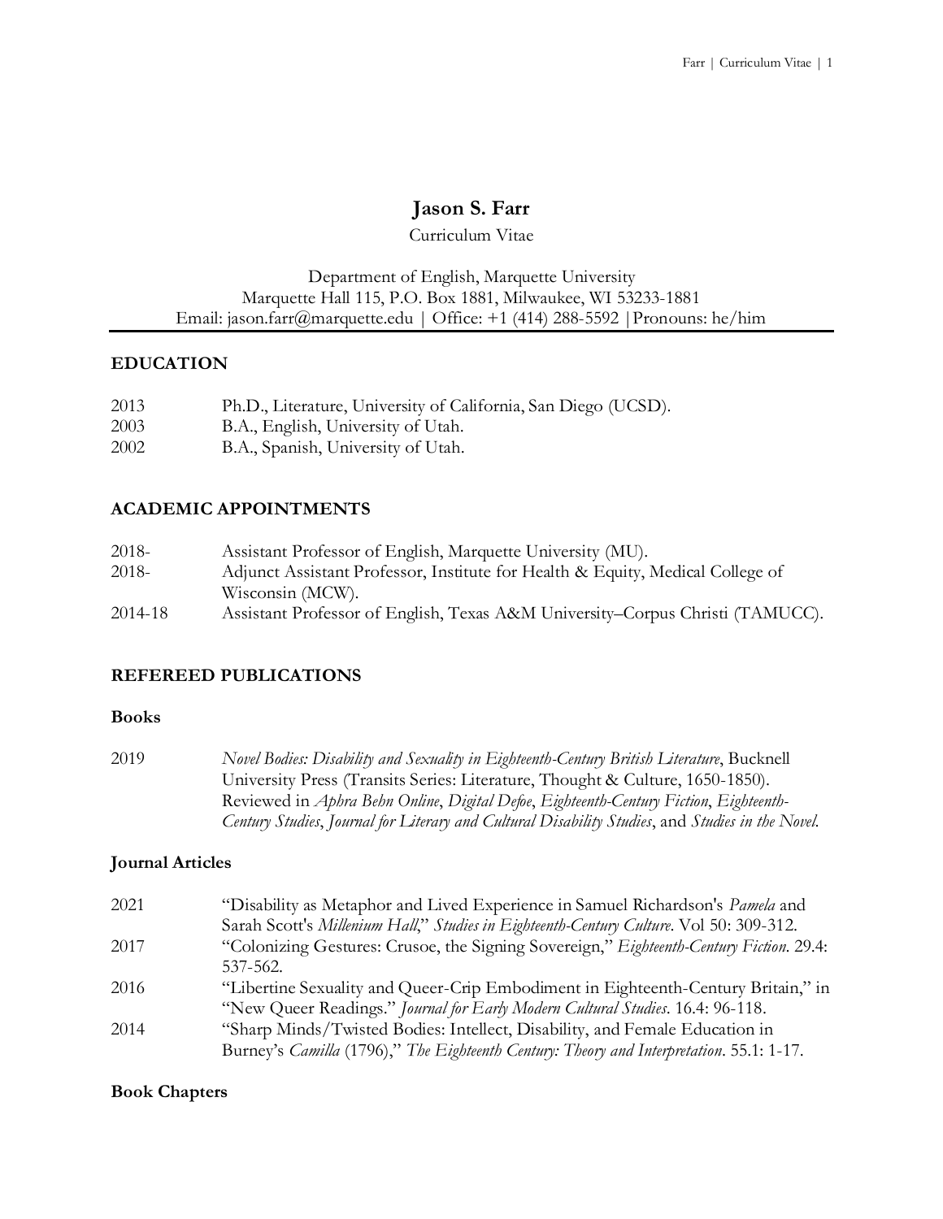# Jason S. Farr

Curriculum Vitae

Department of English, Marquette University
Marquette Hall 115, P.O. Box 1881, Milwaukee, WI 53233-1881
Email: jason.farr@marquette.edu | Office: +1 (414) 288-5592 |Pronouns: he/him

## EDUCATION

2013 Ph.D., Literature, University of California, San Diego (UCSD).
2003 B.A., English, University of Utah.
2002 B.A., Spanish, University of Utah.

## ACADEMIC APPOINTMENTS

2018- Assistant Professor of English, Marquette University (MU).
2018- Adjunct Assistant Professor, Institute for Health & Equity, Medical College of Wisconsin (MCW).
2014-18 Assistant Professor of English, Texas A&M University–Corpus Christi (TAMUCC).

## REFEREED PUBLICATIONS

### Books

2019 *Novel Bodies: Disability and Sexuality in Eighteenth-Century British Literature*, Bucknell University Press (Transits Series: Literature, Thought & Culture, 1650-1850). Reviewed in *Aphra Behn Online*, *Digital Defoe*, *Eighteenth-Century Fiction*, *Eighteenth-Century Studies*, *Journal for Literary and Cultural Disability Studies*, and *Studies in the Novel*.

### Journal Articles

2021 "Disability as Metaphor and Lived Experience in Samuel Richardson's *Pamela* and Sarah Scott's *Millenium Hall*," *Studies in Eighteenth-Century Culture*. Vol 50: 309-312.
2017 "Colonizing Gestures: Crusoe, the Signing Sovereign," *Eighteenth-Century Fiction*. 29.4: 537-562.
2016 "Libertine Sexuality and Queer-Crip Embodiment in Eighteenth-Century Britain," in "New Queer Readings." *Journal for Early Modern Cultural Studies*. 16.4: 96-118.
2014 "Sharp Minds/Twisted Bodies: Intellect, Disability, and Female Education in Burney's *Camilla* (1796)," *The Eighteenth Century: Theory and Interpretation*. 55.1: 1-17.

### Book Chapters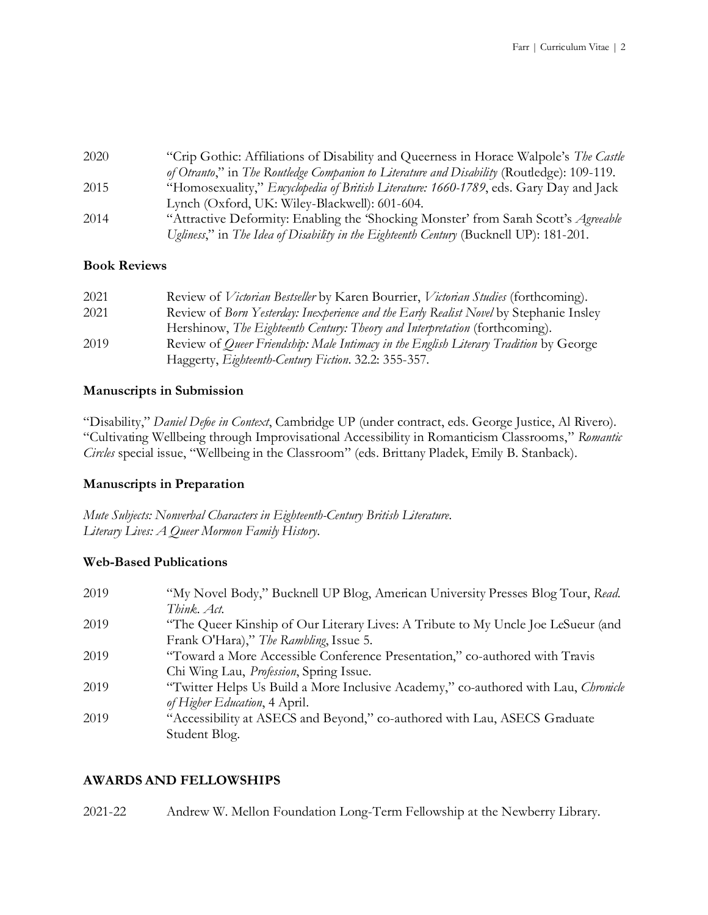2020 "Crip Gothic: Affiliations of Disability and Queerness in Horace Walpole's *The Castle of Otranto*," in *The Routledge Companion to Literature and Disability* (Routledge): 109-119.

2015 "Homosexuality," *Encyclopedia of British Literature: 1660-1789*, eds. Gary Day and Jack Lynch (Oxford, UK: Wiley-Blackwell): 601-604.

2014 "Attractive Deformity: Enabling the 'Shocking Monster' from Sarah Scott's *Agreeable Ugliness*," in *The Idea of Disability in the Eighteenth Century* (Bucknell UP): 181-201.

### Book Reviews

2021 Review of *Victorian Bestseller* by Karen Bourrier, *Victorian Studies* (forthcoming).

2021 Review of *Born Yesterday: Inexperience and the Early Realist Novel* by Stephanie Insley Hershinow, *The Eighteenth Century: Theory and Interpretation* (forthcoming).

2019 Review of *Queer Friendship: Male Intimacy in the English Literary Tradition* by George Haggerty, *Eighteenth-Century Fiction*. 32.2: 355-357.

### Manuscripts in Submission

"Disability," *Daniel Defoe in Context*, Cambridge UP (under contract, eds. George Justice, Al Rivero).
"Cultivating Wellbeing through Improvisational Accessibility in Romanticism Classrooms," *Romantic Circles* special issue, "Wellbeing in the Classroom" (eds. Brittany Pladek, Emily B. Stanback).

### Manuscripts in Preparation

*Mute Subjects: Nonverbal Characters in Eighteenth-Century British Literature*.
*Literary Lives: A Queer Mormon Family History*.

### Web-Based Publications

2019 "My Novel Body," Bucknell UP Blog, American University Presses Blog Tour, *Read. Think. Act.*

2019 "The Queer Kinship of Our Literary Lives: A Tribute to My Uncle Joe LeSueur (and Frank O'Hara)," *The Rambling*, Issue 5.

2019 "Toward a More Accessible Conference Presentation," co-authored with Travis Chi Wing Lau, *Profession*, Spring Issue.

2019 "Twitter Helps Us Build a More Inclusive Academy," co-authored with Lau, *Chronicle of Higher Education*, 4 April.

2019 "Accessibility at ASECS and Beyond," co-authored with Lau, ASECS Graduate Student Blog.

## AWARDS AND FELLOWSHIPS

2021-22 Andrew W. Mellon Foundation Long-Term Fellowship at the Newberry Library.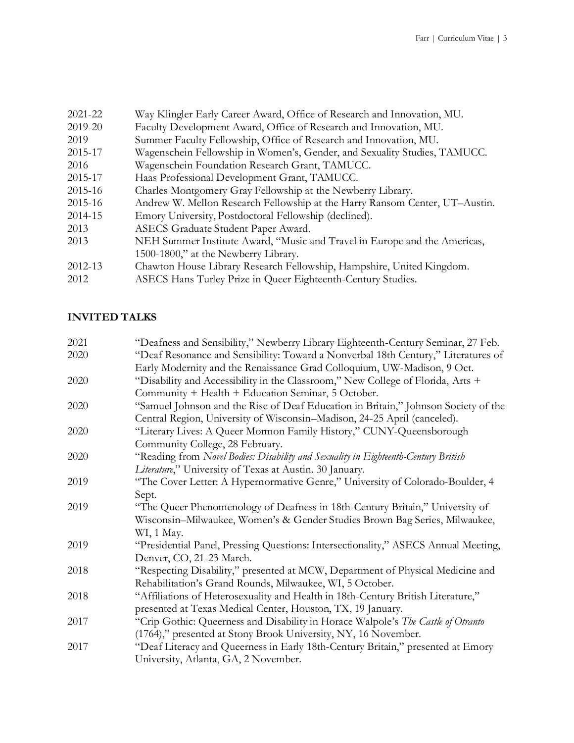2021-22 Way Klingler Early Career Award, Office of Research and Innovation, MU.
2019-20 Faculty Development Award, Office of Research and Innovation, MU.
2019 Summer Faculty Fellowship, Office of Research and Innovation, MU.
2015-17 Wagenschein Fellowship in Women's, Gender, and Sexuality Studies, TAMUCC.
2016 Wagenschein Foundation Research Grant, TAMUCC.
2015-17 Haas Professional Development Grant, TAMUCC.
2015-16 Charles Montgomery Gray Fellowship at the Newberry Library.
2015-16 Andrew W. Mellon Research Fellowship at the Harry Ransom Center, UT–Austin.
2014-15 Emory University, Postdoctoral Fellowship (declined).
2013 ASECS Graduate Student Paper Award.
2013 NEH Summer Institute Award, "Music and Travel in Europe and the Americas, 1500-1800," at the Newberry Library.
2012-13 Chawton House Library Research Fellowship, Hampshire, United Kingdom.
2012 ASECS Hans Turley Prize in Queer Eighteenth-Century Studies.

## INVITED TALKS

2021 "Deafness and Sensibility," Newberry Library Eighteenth-Century Seminar, 27 Feb.
2020 "Deaf Resonance and Sensibility: Toward a Nonverbal 18th Century," Literatures of Early Modernity and the Renaissance Grad Colloquium, UW-Madison, 9 Oct.
2020 "Disability and Accessibility in the Classroom," New College of Florida, Arts + Community + Health + Education Seminar, 5 October.
2020 "Samuel Johnson and the Rise of Deaf Education in Britain," Johnson Society of the Central Region, University of Wisconsin–Madison, 24-25 April (canceled).
2020 "Literary Lives: A Queer Mormon Family History," CUNY-Queensborough Community College, 28 February.
2020 "Reading from *Novel Bodies: Disability and Sexuality in Eighteenth-Century British Literature*," University of Texas at Austin. 30 January.
2019 "The Cover Letter: A Hypernormative Genre," University of Colorado-Boulder, 4 Sept.
2019 "The Queer Phenomenology of Deafness in 18th-Century Britain," University of Wisconsin–Milwaukee, Women's & Gender Studies Brown Bag Series, Milwaukee, WI, 1 May.
2019 "Presidential Panel, Pressing Questions: Intersectionality," ASECS Annual Meeting, Denver, CO, 21-23 March.
2018 "Respecting Disability," presented at MCW, Department of Physical Medicine and Rehabilitation's Grand Rounds, Milwaukee, WI, 5 October.
2018 "Affiliations of Heterosexuality and Health in 18th-Century British Literature," presented at Texas Medical Center, Houston, TX, 19 January.
2017 "Crip Gothic: Queerness and Disability in Horace Walpole's *The Castle of Otranto* (1764)," presented at Stony Brook University, NY, 16 November.
2017 "Deaf Literacy and Queerness in Early 18th-Century Britain," presented at Emory University, Atlanta, GA, 2 November.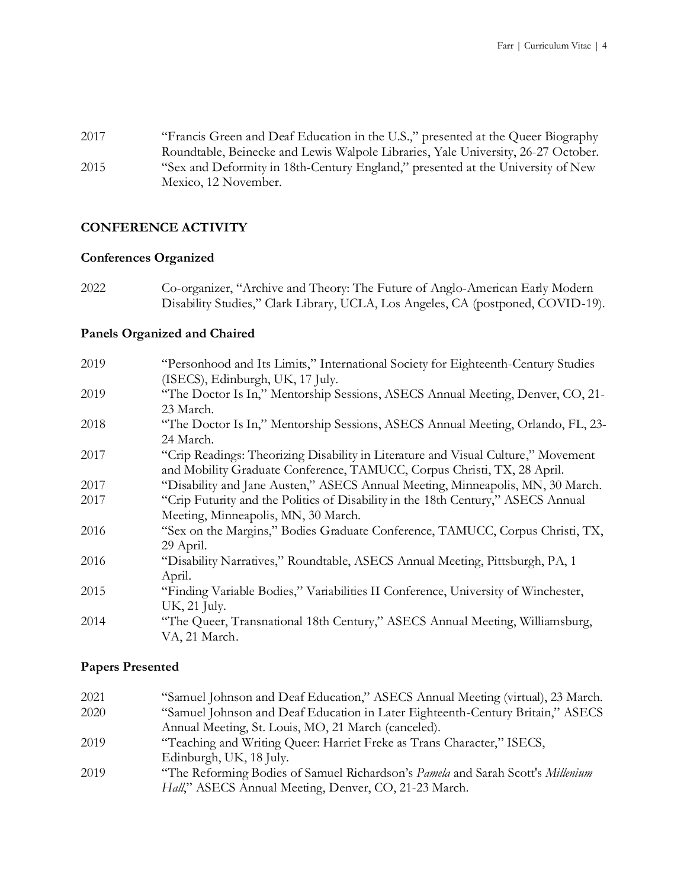2017 "Francis Green and Deaf Education in the U.S.," presented at the Queer Biography Roundtable, Beinecke and Lewis Walpole Libraries, Yale University, 26-27 October.

2015 "Sex and Deformity in 18th-Century England," presented at the University of New Mexico, 12 November.

## CONFERENCE ACTIVITY

### Conferences Organized

2022 Co-organizer, "Archive and Theory: The Future of Anglo-American Early Modern Disability Studies," Clark Library, UCLA, Los Angeles, CA (postponed, COVID-19).

### Panels Organized and Chaired

2019 "Personhood and Its Limits," International Society for Eighteenth-Century Studies (ISECS), Edinburgh, UK, 17 July.

2019 "The Doctor Is In," Mentorship Sessions, ASECS Annual Meeting, Denver, CO, 21-23 March.

2018 "The Doctor Is In," Mentorship Sessions, ASECS Annual Meeting, Orlando, FL, 23-24 March.

2017 "Crip Readings: Theorizing Disability in Literature and Visual Culture," Movement and Mobility Graduate Conference, TAMUCC, Corpus Christi, TX, 28 April.

2017 "Disability and Jane Austen," ASECS Annual Meeting, Minneapolis, MN, 30 March.

2017 "Crip Futurity and the Politics of Disability in the 18th Century," ASECS Annual Meeting, Minneapolis, MN, 30 March.

2016 "Sex on the Margins," Bodies Graduate Conference, TAMUCC, Corpus Christi, TX, 29 April.

2016 "Disability Narratives," Roundtable, ASECS Annual Meeting, Pittsburgh, PA, 1 April.

2015 "Finding Variable Bodies," Variabilities II Conference, University of Winchester, UK, 21 July.

2014 "The Queer, Transnational 18th Century," ASECS Annual Meeting, Williamsburg, VA, 21 March.

### Papers Presented

2021 "Samuel Johnson and Deaf Education," ASECS Annual Meeting (virtual), 23 March.

2020 "Samuel Johnson and Deaf Education in Later Eighteenth-Century Britain," ASECS Annual Meeting, St. Louis, MO, 21 March (canceled).

2019 "Teaching and Writing Queer: Harriet Freke as Trans Character," ISECS, Edinburgh, UK, 18 July.

2019 "The Reforming Bodies of Samuel Richardson's *Pamela* and Sarah Scott's *Millenium Hall*," ASECS Annual Meeting, Denver, CO, 21-23 March.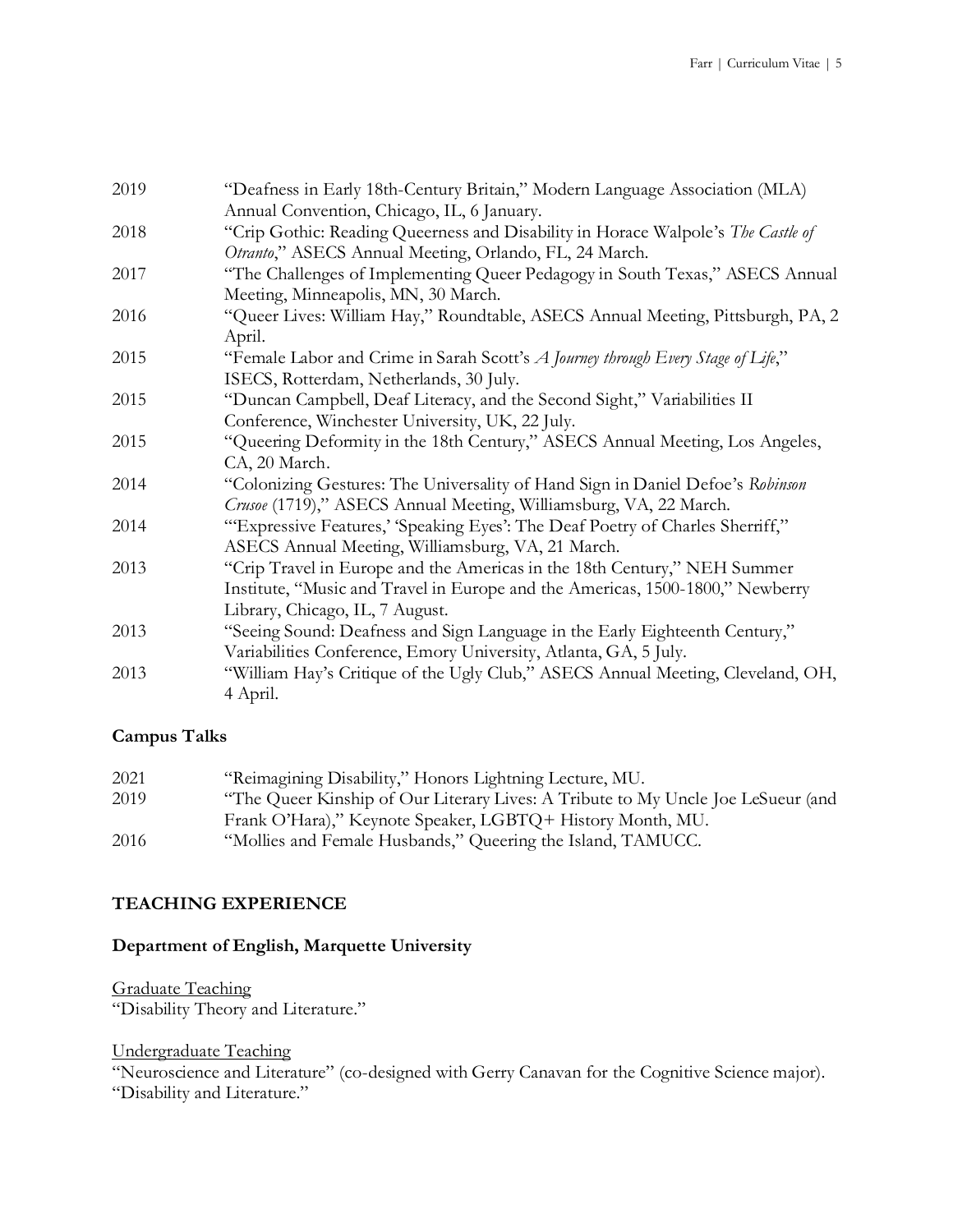2019 “Deafness in Early 18th-Century Britain,” Modern Language Association (MLA) Annual Convention, Chicago, IL, 6 January.

2018 “Crip Gothic: Reading Queerness and Disability in Horace Walpole’s *The Castle of Otranto*,” ASECS Annual Meeting, Orlando, FL, 24 March.

2017 “The Challenges of Implementing Queer Pedagogy in South Texas,” ASECS Annual Meeting, Minneapolis, MN, 30 March.

2016 “Queer Lives: William Hay,” Roundtable, ASECS Annual Meeting, Pittsburgh, PA, 2 April.

2015 “Female Labor and Crime in Sarah Scott’s *A Journey through Every Stage of Life*,” ISECS, Rotterdam, Netherlands, 30 July.

2015 “Duncan Campbell, Deaf Literacy, and the Second Sight,” Variabilities II Conference, Winchester University, UK, 22 July.

2015 “Queering Deformity in the 18th Century,” ASECS Annual Meeting, Los Angeles, CA, 20 March.

2014 “Colonizing Gestures: The Universality of Hand Sign in Daniel Defoe’s *Robinson Crusoe* (1719),” ASECS Annual Meeting, Williamsburg, VA, 22 March.

2014 “‘Expressive Features,’ ‘Speaking Eyes’: The Deaf Poetry of Charles Sherriff,” ASECS Annual Meeting, Williamsburg, VA, 21 March.

2013 “Crip Travel in Europe and the Americas in the 18th Century,” NEH Summer Institute, “Music and Travel in Europe and the Americas, 1500-1800,” Newberry Library, Chicago, IL, 7 August.

2013 “Seeing Sound: Deafness and Sign Language in the Early Eighteenth Century,” Variabilities Conference, Emory University, Atlanta, GA, 5 July.

2013 “William Hay’s Critique of the Ugly Club,” ASECS Annual Meeting, Cleveland, OH, 4 April.

### Campus Talks

2021 “Reimagining Disability,” Honors Lightning Lecture, MU.

2019 “The Queer Kinship of Our Literary Lives: A Tribute to My Uncle Joe LeSueur (and Frank O’Hara),” Keynote Speaker, LGBTQ+ History Month, MU.

2016 “Mollies and Female Husbands,” Queering the Island, TAMUCC.

## TEACHING EXPERIENCE

### Department of English, Marquette University

<u>Graduate Teaching</u>
“Disability Theory and Literature.”

<u>Undergraduate Teaching</u>
“Neuroscience and Literature” (co-designed with Gerry Canavan for the Cognitive Science major).
“Disability and Literature.”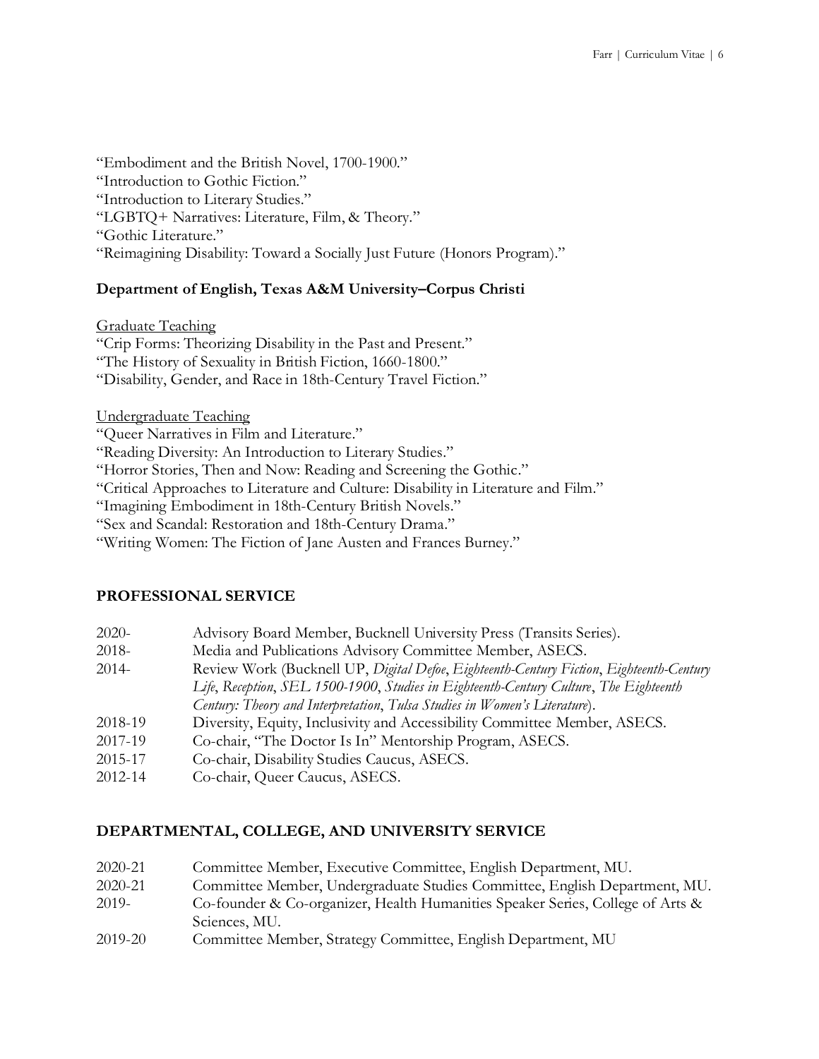"Embodiment and the British Novel, 1700-1900."
"Introduction to Gothic Fiction."
"Introduction to Literary Studies."
"LGBTQ+ Narratives: Literature, Film, & Theory."
"Gothic Literature."
"Reimagining Disability: Toward a Socially Just Future (Honors Program)."

**Department of English, Texas A&M University–Corpus Christi**

Graduate Teaching
"Crip Forms: Theorizing Disability in the Past and Present."
"The History of Sexuality in British Fiction, 1660-1800."
"Disability, Gender, and Race in 18th-Century Travel Fiction."

Undergraduate Teaching
"Queer Narratives in Film and Literature."
"Reading Diversity: An Introduction to Literary Studies."
"Horror Stories, Then and Now: Reading and Screening the Gothic."
"Critical Approaches to Literature and Culture: Disability in Literature and Film."
"Imagining Embodiment in 18th-Century British Novels."
"Sex and Scandal: Restoration and 18th-Century Drama."
"Writing Women: The Fiction of Jane Austen and Frances Burney."

## PROFESSIONAL SERVICE

2020- Advisory Board Member, Bucknell University Press (Transits Series).
2018- Media and Publications Advisory Committee Member, ASECS.
2014- Review Work (Bucknell UP, *Digital Defoe*, *Eighteenth-Century Fiction*, *Eighteenth-Century Life*, *Reception*, *SEL 1500-1900*, *Studies in Eighteenth-Century Culture*, *The Eighteenth Century: Theory and Interpretation*, *Tulsa Studies in Women's Literature*).
2018-19 Diversity, Equity, Inclusivity and Accessibility Committee Member, ASECS.
2017-19 Co-chair, "The Doctor Is In" Mentorship Program, ASECS.
2015-17 Co-chair, Disability Studies Caucus, ASECS.
2012-14 Co-chair, Queer Caucus, ASECS.

## DEPARTMENTAL, COLLEGE, AND UNIVERSITY SERVICE

2020-21 Committee Member, Executive Committee, English Department, MU.
2020-21 Committee Member, Undergraduate Studies Committee, English Department, MU.
2019- Co-founder & Co-organizer, Health Humanities Speaker Series, College of Arts & Sciences, MU.
2019-20 Committee Member, Strategy Committee, English Department, MU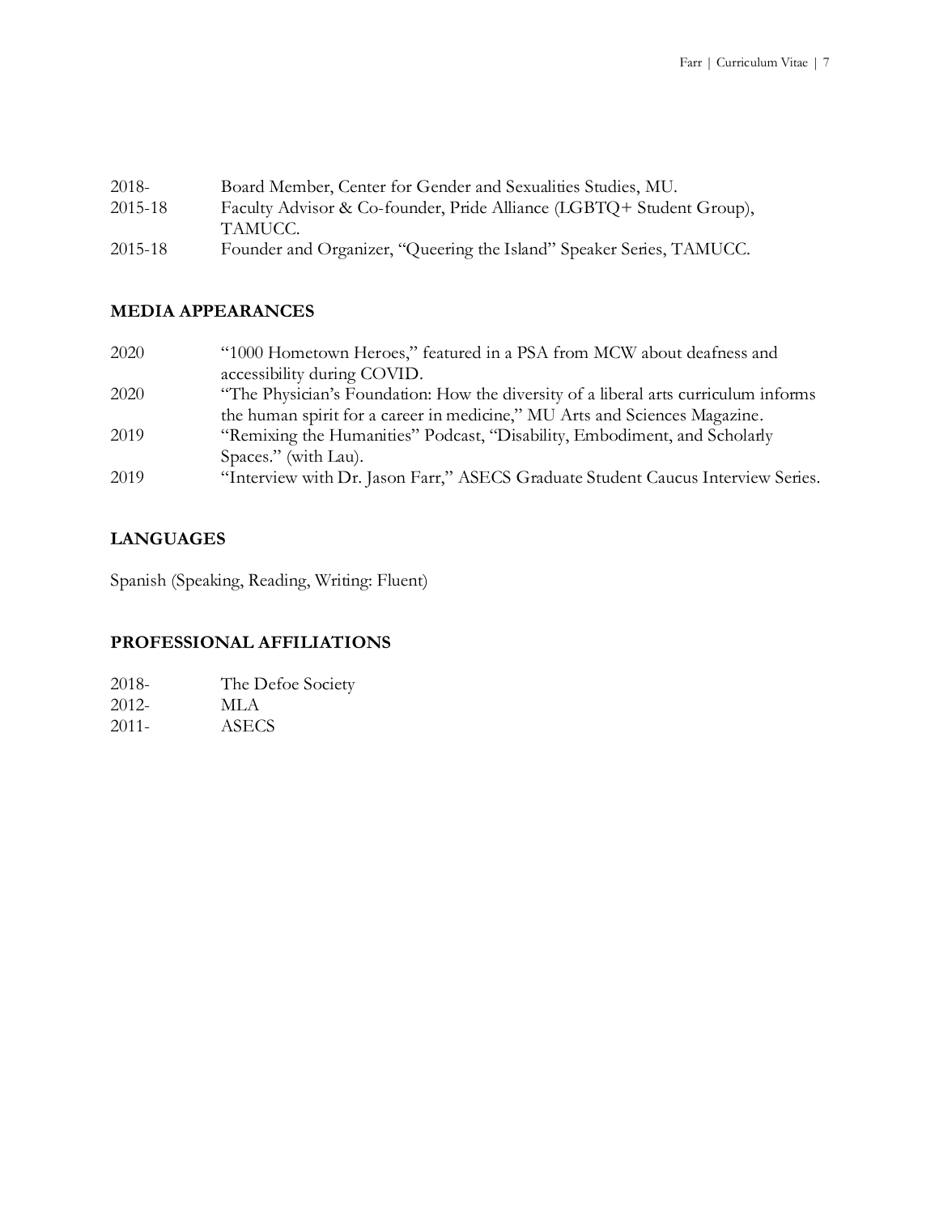| | |
|---|---|
| 2018- | Board Member, Center for Gender and Sexualities Studies, MU. |
| 2015-18 | Faculty Advisor & Co-founder, Pride Alliance (LGBTQ+ Student Group), TAMUCC. |
| 2015-18 | Founder and Organizer, "Queering the Island" Speaker Series, TAMUCC. |

## MEDIA APPEARANCES

| | |
|---|---|
| 2020 | "1000 Hometown Heroes," featured in a PSA from MCW about deafness and accessibility during COVID. |
| 2020 | "The Physician's Foundation: How the diversity of a liberal arts curriculum informs the human spirit for a career in medicine," MU Arts and Sciences Magazine. |
| 2019 | "Remixing the Humanities" Podcast, "Disability, Embodiment, and Scholarly Spaces." (with Lau). |
| 2019 | "Interview with Dr. Jason Farr," ASECS Graduate Student Caucus Interview Series. |

## LANGUAGES

Spanish (Speaking, Reading, Writing: Fluent)

## PROFESSIONAL AFFILIATIONS

| | |
|---|---|
| 2018- | The Defoe Society |
| 2012- | MLA |
| 2011- | ASECS |